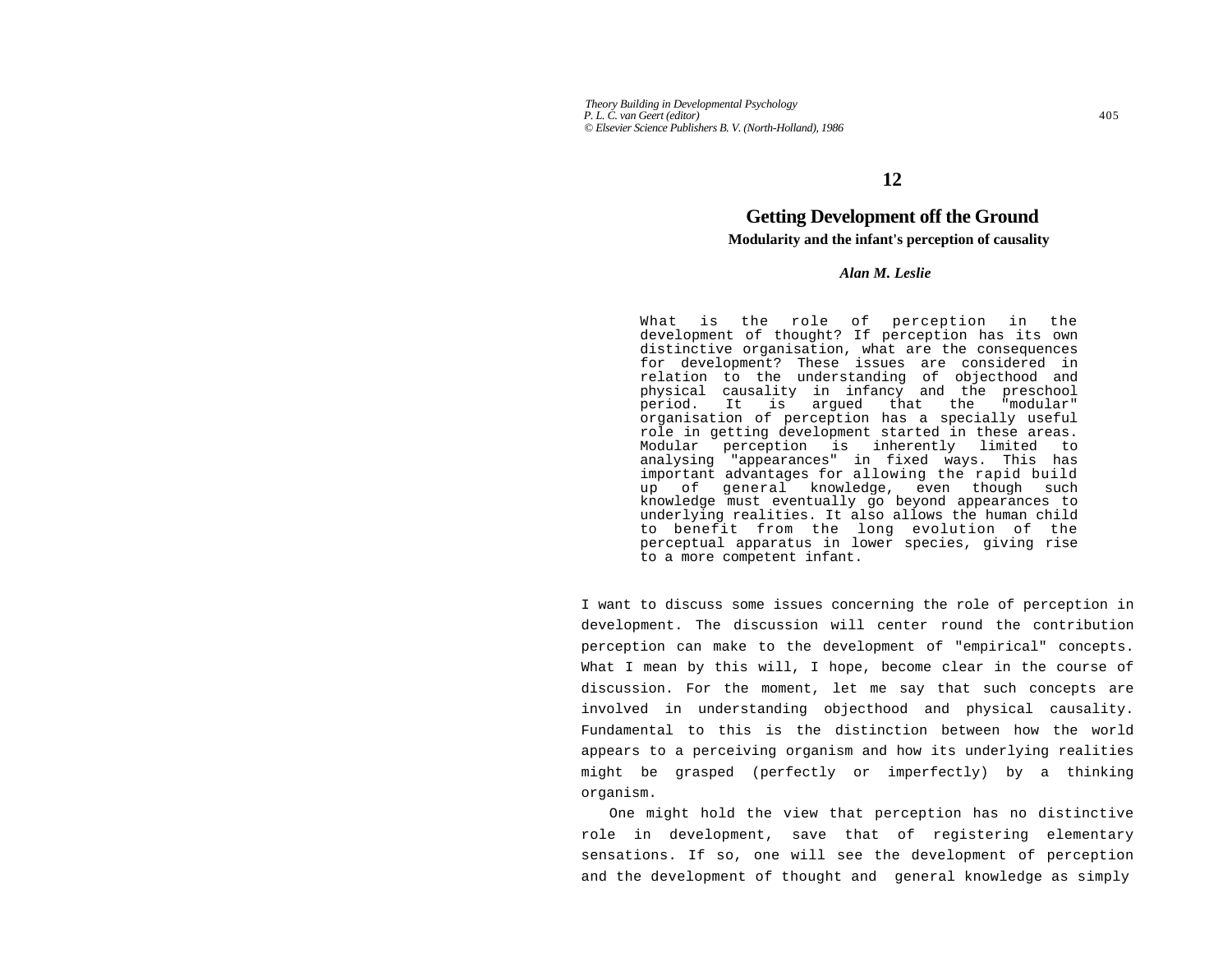Theory Building in Developmental Psychology
P. L. C. van Geert (editor)
© Elsevier Science Publishers B. V. (North-Holland), 1986

# 12

# Getting Development off the Ground

## Modularity and the infant's perception of causality

***Alan M. Leslie***

> What is the role of perception in the development of thought? If perception has its own distinctive organisation, what are the consequences for development? These issues are considered in relation to the understanding of objecthood and physical causality in infancy and the preschool period. It is argued that the "modular" organisation of perception has a specially useful role in getting development started in these areas. Modular perception is inherently limited to analysing "appearances" in fixed ways. This has important advantages for allowing the rapid build up of general knowledge, even though such knowledge must eventually go beyond appearances to underlying realities. It also allows the human child to benefit from the long evolution of the perceptual apparatus in lower species, giving rise to a more competent infant.

I want to discuss some issues concerning the role of perception in development. The discussion will center round the contribution perception can make to the development of "empirical" concepts. What I mean by this will, I hope, become clear in the course of discussion. For the moment, let me say that such concepts are involved in understanding objecthood and physical causality. Fundamental to this is the distinction between how the world appears to a perceiving organism and how its underlying realities might be grasped (perfectly or imperfectly) by a thinking organism.

One might hold the view that perception has no distinctive role in development, save that of registering elementary sensations. If so, one will see the development of perception and the development of thought and general knowledge as simply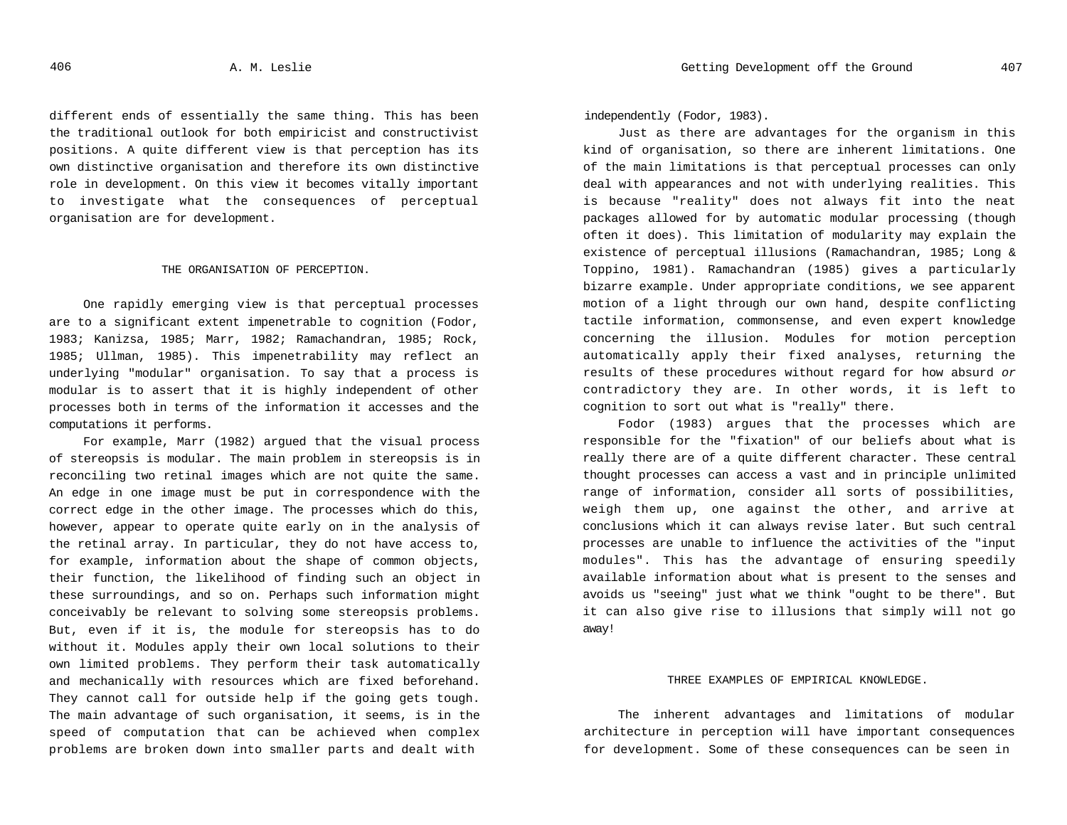different ends of essentially the same thing. This has been the traditional outlook for both empiricist and constructivist positions. A quite different view is that perception has its own distinctive organisation and therefore its own distinctive role in development. On this view it becomes vitally important to investigate what the consequences of perceptual organisation are for development.

## THE ORGANISATION OF PERCEPTION.

One rapidly emerging view is that perceptual processes are to a significant extent impenetrable to cognition (Fodor, 1983; Kanizsa, 1985; Marr, 1982; Ramachandran, 1985; Rock, 1985; Ullman, 1985). This impenetrability may reflect an underlying "modular" organisation. To say that a process is modular is to assert that it is highly independent of other processes both in terms of the information it accesses and the computations it performs.

For example, Marr (1982) argued that the visual process of stereopsis is modular. The main problem in stereopsis is in reconciling two retinal images which are not quite the same. An edge in one image must be put in correspondence with the correct edge in the other image. The processes which do this, however, appear to operate quite early on in the analysis of the retinal array. In particular, they do not have access to, for example, information about the shape of common objects, their function, the likelihood of finding such an object in these surroundings, and so on. Perhaps such information might conceivably be relevant to solving some stereopsis problems. But, even if it is, the module for stereopsis has to do without it. Modules apply their own local solutions to their own limited problems. They perform their task automatically and mechanically with resources which are fixed beforehand. They cannot call for outside help if the going gets tough. The main advantage of such organisation, it seems, is in the speed of computation that can be achieved when complex problems are broken down into smaller parts and dealt with independently (Fodor, 1983).

Just as there are advantages for the organism in this kind of organisation, so there are inherent limitations. One of the main limitations is that perceptual processes can only deal with appearances and not with underlying realities. This is because "reality" does not always fit into the neat packages allowed for by automatic modular processing (though often it does). This limitation of modularity may explain the existence of perceptual illusions (Ramachandran, 1985; Long & Toppino, 1981). Ramachandran (1985) gives a particularly bizarre example. Under appropriate conditions, we see apparent motion of a light through our own hand, despite conflicting tactile information, commonsense, and even expert knowledge concerning the illusion. Modules for motion perception automatically apply their fixed analyses, returning the results of these procedures without regard for how absurd *or* contradictory they are. In other words, it is left to cognition to sort out what is "really" there.

Fodor (1983) argues that the processes which are responsible for the "fixation" of our beliefs about what is really there are of a quite different character. These central thought processes can access a vast and in principle unlimited range of information, consider all sorts of possibilities, weigh them up, one against the other, and arrive at conclusions which it can always revise later. But such central processes are unable to influence the activities of the "input modules". This has the advantage of ensuring speedily available information about what is present to the senses and avoids us "seeing" just what we think "ought to be there". But it can also give rise to illusions that simply will not go away!

## THREE EXAMPLES OF EMPIRICAL KNOWLEDGE.

The inherent advantages and limitations of modular architecture in perception will have important consequences for development. Some of these consequences can be seen in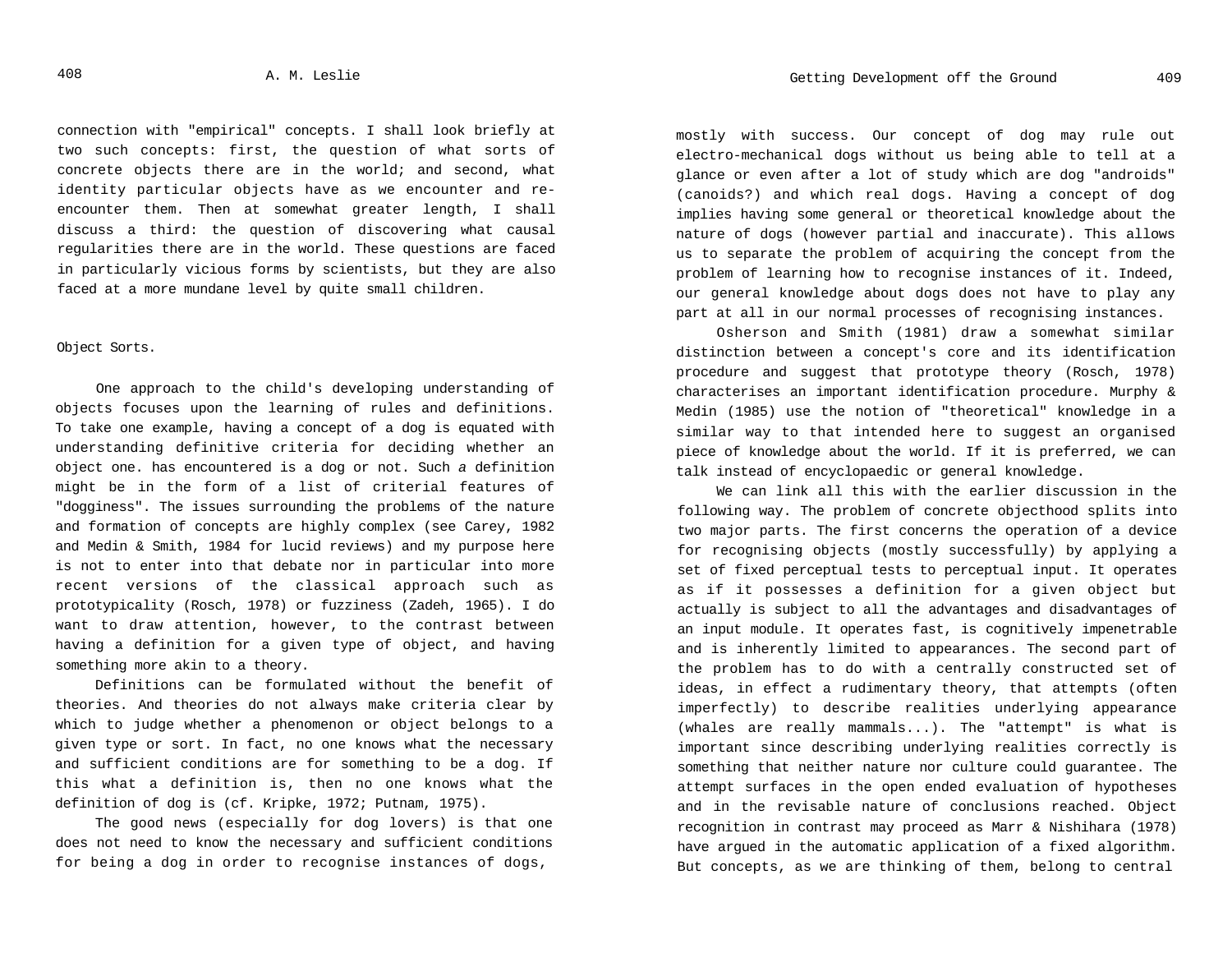connection with "empirical" concepts. I shall look briefly at two such concepts: first, the question of what sorts of concrete objects there are in the world; and second, what identity particular objects have as we encounter and re-encounter them. Then at somewhat greater length, I shall discuss a third: the question of discovering what causal regularities there are in the world. These questions are faced in particularly vicious forms by scientists, but they are also faced at a more mundane level by quite small children.

## Object Sorts.

One approach to the child's developing understanding of objects focuses upon the learning of rules and definitions. To take one example, having a concept of a dog is equated with understanding definitive criteria for deciding whether an object one. has encountered is a dog or not. Such *a* definition might be in the form of a list of criterial features of "dogginess". The issues surrounding the problems of the nature and formation of concepts are highly complex (see Carey, 1982 and Medin & Smith, 1984 for lucid reviews) and my purpose here is not to enter into that debate nor in particular into more recent versions of the classical approach such as prototypicality (Rosch, 1978) or fuzziness (Zadeh, 1965). I do want to draw attention, however, to the contrast between having a definition for a given type of object, and having something more akin to a theory.

Definitions can be formulated without the benefit of theories. And theories do not always make criteria clear by which to judge whether a phenomenon or object belongs to a given type or sort. In fact, no one knows what the necessary and sufficient conditions are for something to be a dog. If this what a definition is, then no one knows what the definition of dog is (cf. Kripke, 1972; Putnam, 1975).

The good news (especially for dog lovers) is that one does not need to know the necessary and sufficient conditions for being a dog in order to recognise instances of dogs, mostly with success. Our concept of dog may rule out electro-mechanical dogs without us being able to tell at a glance or even after a lot of study which are dog "androids" (canoids?) and which real dogs. Having a concept of dog implies having some general or theoretical knowledge about the nature of dogs (however partial and inaccurate). This allows us to separate the problem of acquiring the concept from the problem of learning how to recognise instances of it. Indeed, our general knowledge about dogs does not have to play any part at all in our normal processes of recognising instances.

Osherson and Smith (1981) draw a somewhat similar distinction between a concept's core and its identification procedure and suggest that prototype theory (Rosch, 1978) characterises an important identification procedure. Murphy & Medin (1985) use the notion of "theoretical" knowledge in a similar way to that intended here to suggest an organised piece of knowledge about the world. If it is preferred, we can talk instead of encyclopaedic or general knowledge.

We can link all this with the earlier discussion in the following way. The problem of concrete objecthood splits into two major parts. The first concerns the operation of a device for recognising objects (mostly successfully) by applying a set of fixed perceptual tests to perceptual input. It operates as if it possesses a definition for a given object but actually is subject to all the advantages and disadvantages of an input module. It operates fast, is cognitively impenetrable and is inherently limited to appearances. The second part of the problem has to do with a centrally constructed set of ideas, in effect a rudimentary theory, that attempts (often imperfectly) to describe realities underlying appearance (whales are really mammals...). The "attempt" is what is important since describing underlying realities correctly is something that neither nature nor culture could guarantee. The attempt surfaces in the open ended evaluation of hypotheses and in the revisable nature of conclusions reached. Object recognition in contrast may proceed as Marr & Nishihara (1978) have argued in the automatic application of a fixed algorithm. But concepts, as we are thinking of them, belong to central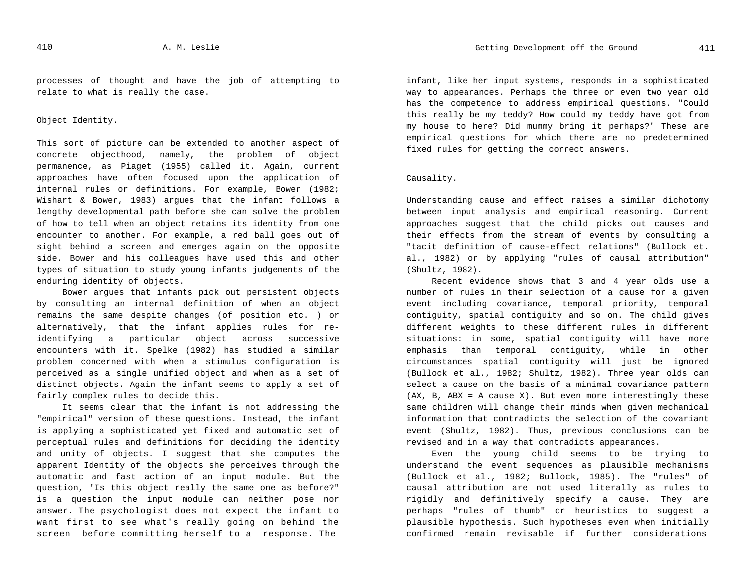processes of thought and have the job of attempting to relate to what is really the case.

## Object Identity.

This sort of picture can be extended to another aspect of concrete objecthood, namely, the problem of object permanence, as Piaget (1955) called it. Again, current approaches have often focused upon the application of internal rules or definitions. For example, Bower (1982; Wishart & Bower, 1983) argues that the infant follows a lengthy developmental path before she can solve the problem of how to tell when an object retains its identity from one encounter to another. For example, a red ball goes out of sight behind a screen and emerges again on the opposite side. Bower and his colleagues have used this and other types of situation to study young infants judgements of the enduring identity of objects.

Bower argues that infants pick out persistent objects by consulting an internal definition of when an object remains the same despite changes (of position etc. ) or alternatively, that the infant applies rules for re-identifying a particular object across successive encounters with it. Spelke (1982) has studied a similar problem concerned with when a stimulus configuration is perceived as a single unified object and when as a set of distinct objects. Again the infant seems to apply a set of fairly complex rules to decide this.

It seems clear that the infant is not addressing the "empirical" version of these questions. Instead, the infant is applying a sophisticated yet fixed and automatic set of perceptual rules and definitions for deciding the identity and unity of objects. I suggest that she computes the apparent Identity of the objects she perceives through the automatic and fast action of an input module. But the question, "Is this object really the same one as before?" is a question the input module can neither pose nor answer. The psychologist does not expect the infant to want first to see what's really going on behind the screen before committing herself to a response. The infant, like her input systems, responds in a sophisticated way to appearances. Perhaps the three or even two year old has the competence to address empirical questions. "Could this really be my teddy? How could my teddy have got from my house to here? Did mummy bring it perhaps?" These are empirical questions for which there are no predetermined fixed rules for getting the correct answers.

## Causality.

Understanding cause and effect raises a similar dichotomy between input analysis and empirical reasoning. Current approaches suggest that the child picks out causes and their effects from the stream of events by consulting a "tacit definition of cause-effect relations" (Bullock et. al., 1982) or by applying "rules of causal attribution" (Shultz, 1982).

Recent evidence shows that 3 and 4 year olds use a number of rules in their selection of a cause for a given event including covariance, temporal priority, temporal contiguity, spatial contiguity and so on. The child gives different weights to these different rules in different situations: in some, spatial contiguity will have more emphasis than temporal contiguity, while in other circumstances spatial contiguity will just be ignored (Bullock et al., 1982; Shultz, 1982). Three year olds can select a cause on the basis of a minimal covariance pattern (AX, B, ABX = A cause X). But even more interestingly these same children will change their minds when given mechanical information that contradicts the selection of the covariant event (Shultz, 1982). Thus, previous conclusions can be revised and in a way that contradicts appearances.

Even the young child seems to be trying to understand the event sequences as plausible mechanisms (Bullock et al., 1982; Bullock, 1985). The "rules" of causal attribution are not used literally as rules to rigidly and definitively specify a cause. They are perhaps "rules of thumb" or heuristics to suggest a plausible hypothesis. Such hypotheses even when initially confirmed remain revisable if further considerations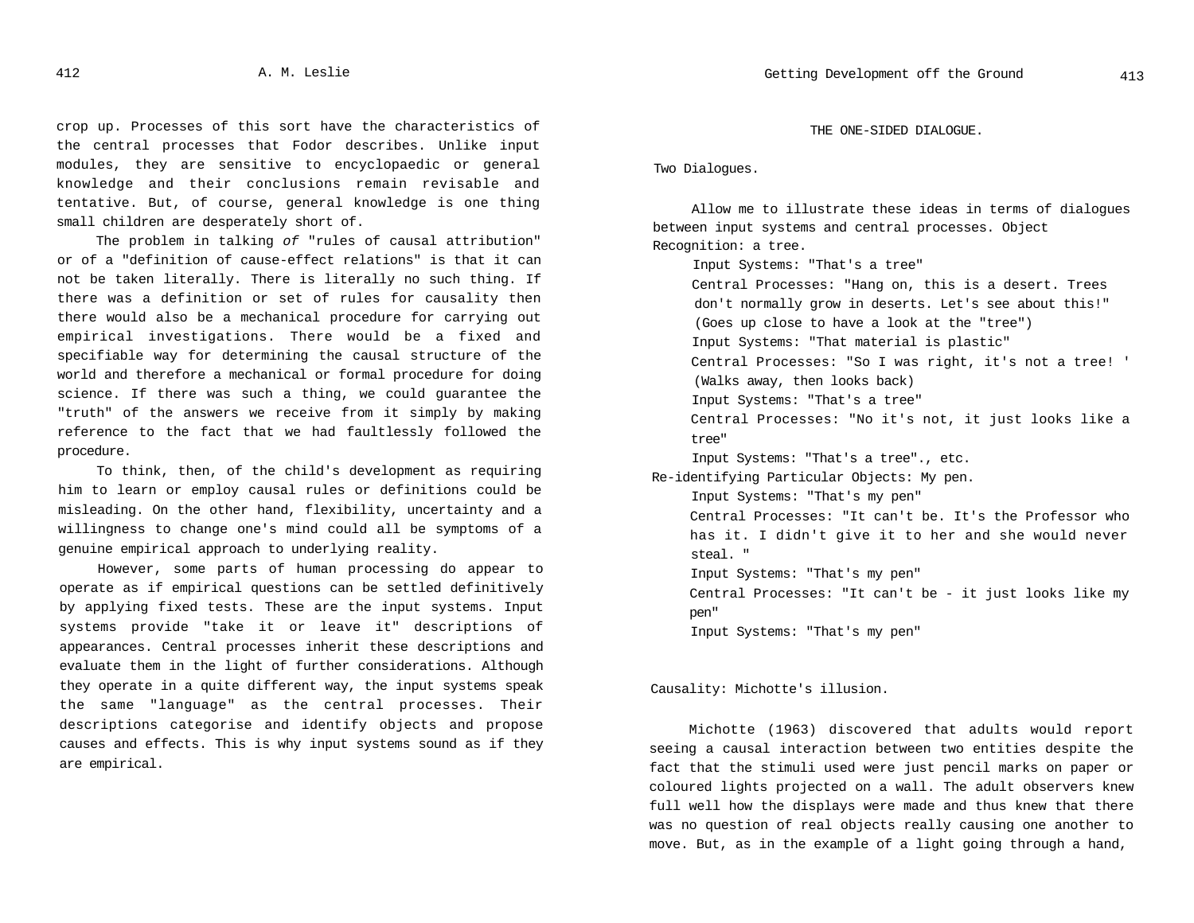crop up. Processes of this sort have the characteristics of the central processes that Fodor describes. Unlike input modules, they are sensitive to encyclopaedic or general knowledge and their conclusions remain revisable and tentative. But, of course, general knowledge is one thing small children are desperately short of.

The problem in talking *of* "rules of causal attribution" or of a "definition of cause-effect relations" is that it can not be taken literally. There is literally no such thing. If there was a definition or set of rules for causality then there would also be a mechanical procedure for carrying out empirical investigations. There would be a fixed and specifiable way for determining the causal structure of the world and therefore a mechanical or formal procedure for doing science. If there was such a thing, we could guarantee the "truth" of the answers we receive from it simply by making reference to the fact that we had faultlessly followed the procedure.

To think, then, of the child's development as requiring him to learn or employ causal rules or definitions could be misleading. On the other hand, flexibility, uncertainty and a willingness to change one's mind could all be symptoms of a genuine empirical approach to underlying reality.

However, some parts of human processing do appear to operate as if empirical questions can be settled definitively by applying fixed tests. These are the input systems. Input systems provide "take it or leave it" descriptions of appearances. Central processes inherit these descriptions and evaluate them in the light of further considerations. Although they operate in a quite different way, the input systems speak the same "language" as the central processes. Their descriptions categorise and identify objects and propose causes and effects. This is why input systems sound as if they are empirical.

## THE ONE-SIDED DIALOGUE.

### Two Dialogues.

Allow me to illustrate these ideas in terms of dialogues between input systems and central processes. Object Recognition: a tree.

Input Systems: "That's a tree"

Central Processes: "Hang on, this is a desert. Trees don't normally grow in deserts. Let's see about this!" (Goes up close to have a look at the "tree")

Input Systems: "That material is plastic"

Central Processes: "So I was right, it's not a tree! ' (Walks away, then looks back)

Input Systems: "That's a tree"

Central Processes: "No it's not, it just looks like a tree"

Input Systems: "That's a tree"., etc.

Re-identifying Particular Objects: My pen.

Input Systems: "That's my pen"

Central Processes: "It can't be. It's the Professor who has it. I didn't give it to her and she would never steal. "

Input Systems: "That's my pen"

Central Processes: "It can't be - it just looks like my pen"

Input Systems: "That's my pen"

### Causality: Michotte's illusion.

Michotte (1963) discovered that adults would report seeing a causal interaction between two entities despite the fact that the stimuli used were just pencil marks on paper or coloured lights projected on a wall. The adult observers knew full well how the displays were made and thus knew that there was no question of real objects really causing one another to move. But, as in the example of a light going through a hand,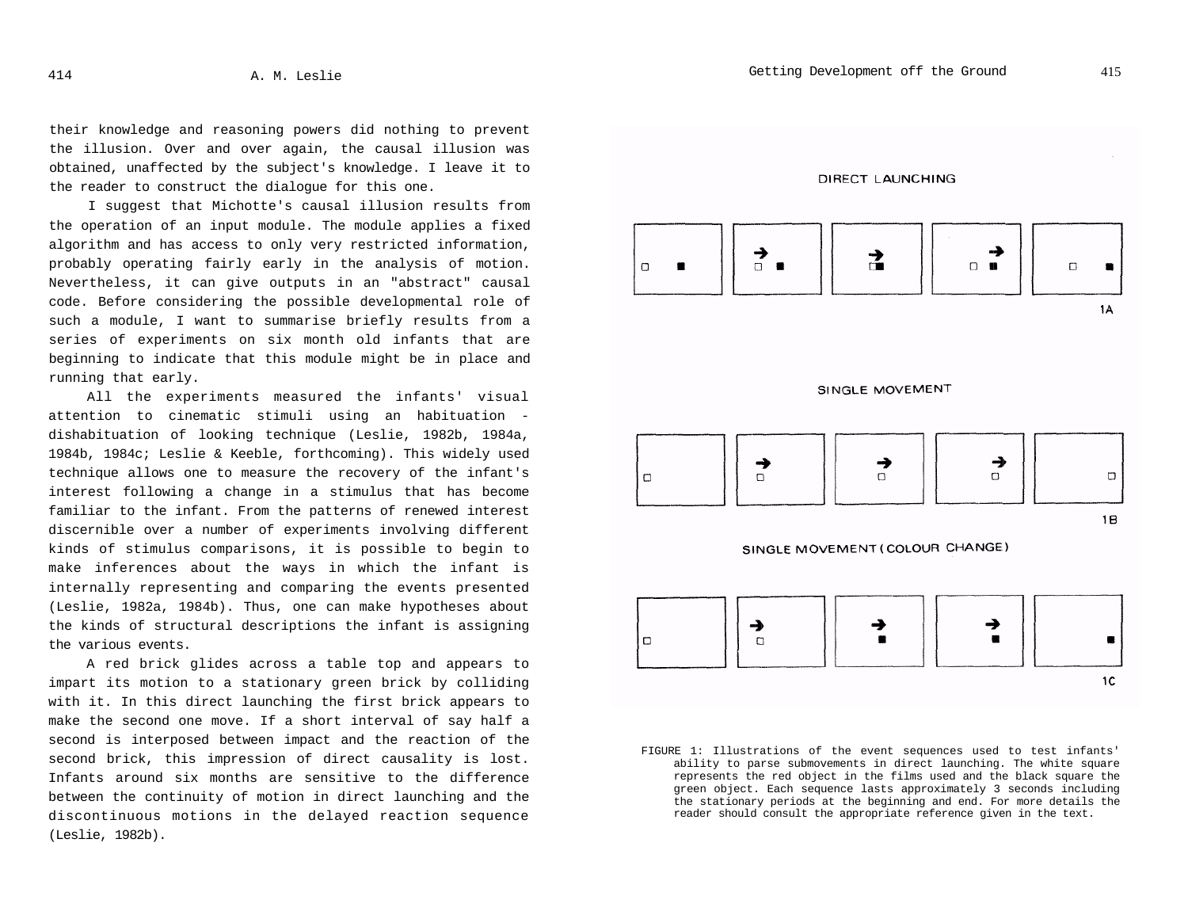their knowledge and reasoning powers did nothing to prevent the illusion. Over and over again, the causal illusion was obtained, unaffected by the subject's knowledge. I leave it to the reader to construct the dialogue for this one.

I suggest that Michotte's causal illusion results from the operation of an input module. The module applies a fixed algorithm and has access to only very restricted information, probably operating fairly early in the analysis of motion. Nevertheless, it can give outputs in an "abstract" causal code. Before considering the possible developmental role of such a module, I want to summarise briefly results from a series of experiments on six month old infants that are beginning to indicate that this module might be in place and running that early.

All the experiments measured the infants' visual attention to cinematic stimuli using an habituation - dishabituation of looking technique (Leslie, 1982b, 1984a, 1984b, 1984c; Leslie & Keeble, forthcoming). This widely used technique allows one to measure the recovery of the infant's interest following a change in a stimulus that has become familiar to the infant. From the patterns of renewed interest discernible over a number of experiments involving different kinds of stimulus comparisons, it is possible to begin to make inferences about the ways in which the infant is internally representing and comparing the events presented (Leslie, 1982a, 1984b). Thus, one can make hypotheses about the kinds of structural descriptions the infant is assigning the various events.

A red brick glides across a table top and appears to impart its motion to a stationary green brick by colliding with it. In this direct launching the first brick appears to make the second one move. If a short interval of say half a second is interposed between impact and the reaction of the second brick, this impression of direct causality is lost. Infants around six months are sensitive to the difference between the continuity of motion in direct launching and the discontinuous motions in the delayed reaction sequence (Leslie, 1982b).

DIRECT LAUNCHING

1A

SINGLE MOVEMENT

1B

SINGLE MOVEMENT (COLOUR CHANGE)

1C

FIGURE 1: Illustrations of the event sequences used to test infants' ability to parse submovements in direct launching. The white square represents the red object in the films used and the black square the green object. Each sequence lasts approximately 3 seconds including the stationary periods at the beginning and end. For more details the reader should consult the appropriate reference given in the text.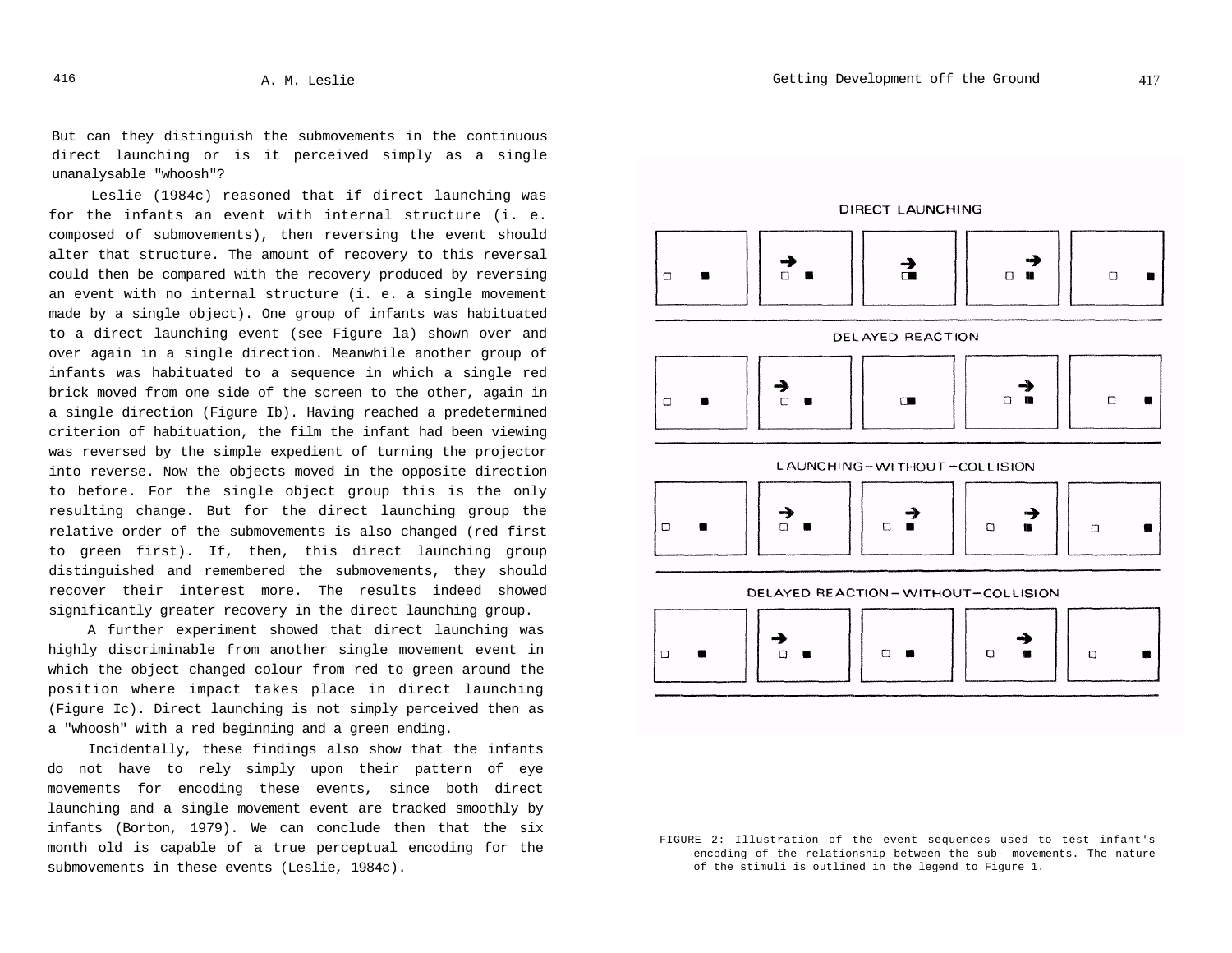But can they distinguish the submovements in the continuous direct launching or is it perceived simply as a single unanalysable "whoosh"?

Leslie (1984c) reasoned that if direct launching was for the infants an event with internal structure (i. e. composed of submovements), then reversing the event should alter that structure. The amount of recovery to this reversal could then be compared with the recovery produced by reversing an event with no internal structure (i. e. a single movement made by a single object). One group of infants was habituated to a direct launching event (see Figure la) shown over and over again in a single direction. Meanwhile another group of infants was habituated to a sequence in which a single red brick moved from one side of the screen to the other, again in a single direction (Figure Ib). Having reached a predetermined criterion of habituation, the film the infant had been viewing was reversed by the simple expedient of turning the projector into reverse. Now the objects moved in the opposite direction to before. For the single object group this is the only resulting change. But for the direct launching group the relative order of the submovements is also changed (red first to green first). If, then, this direct launching group distinguished and remembered the submovements, they should recover their interest more. The results indeed showed significantly greater recovery in the direct launching group.

A further experiment showed that direct launching was highly discriminable from another single movement event in which the object changed colour from red to green around the position where impact takes place in direct launching (Figure Ic). Direct launching is not simply perceived then as a "whoosh" with a red beginning and a green ending.

Incidentally, these findings also show that the infants do not have to rely simply upon their pattern of eye movements for encoding these events, since both direct launching and a single movement event are tracked smoothly by infants (Borton, 1979). We can conclude then that the six month old is capable of a true perceptual encoding for the submovements in these events (Leslie, 1984c).

DIRECT LAUNCHING

DELAYED REACTION

LAUNCHING–WITHOUT–COLLISION

DELAYED REACTION–WITHOUT–COLLISION

FIGURE 2: Illustration of the event sequences used to test infant's encoding of the relationship between the sub- movements. The nature of the stimuli is outlined in the legend to Figure 1.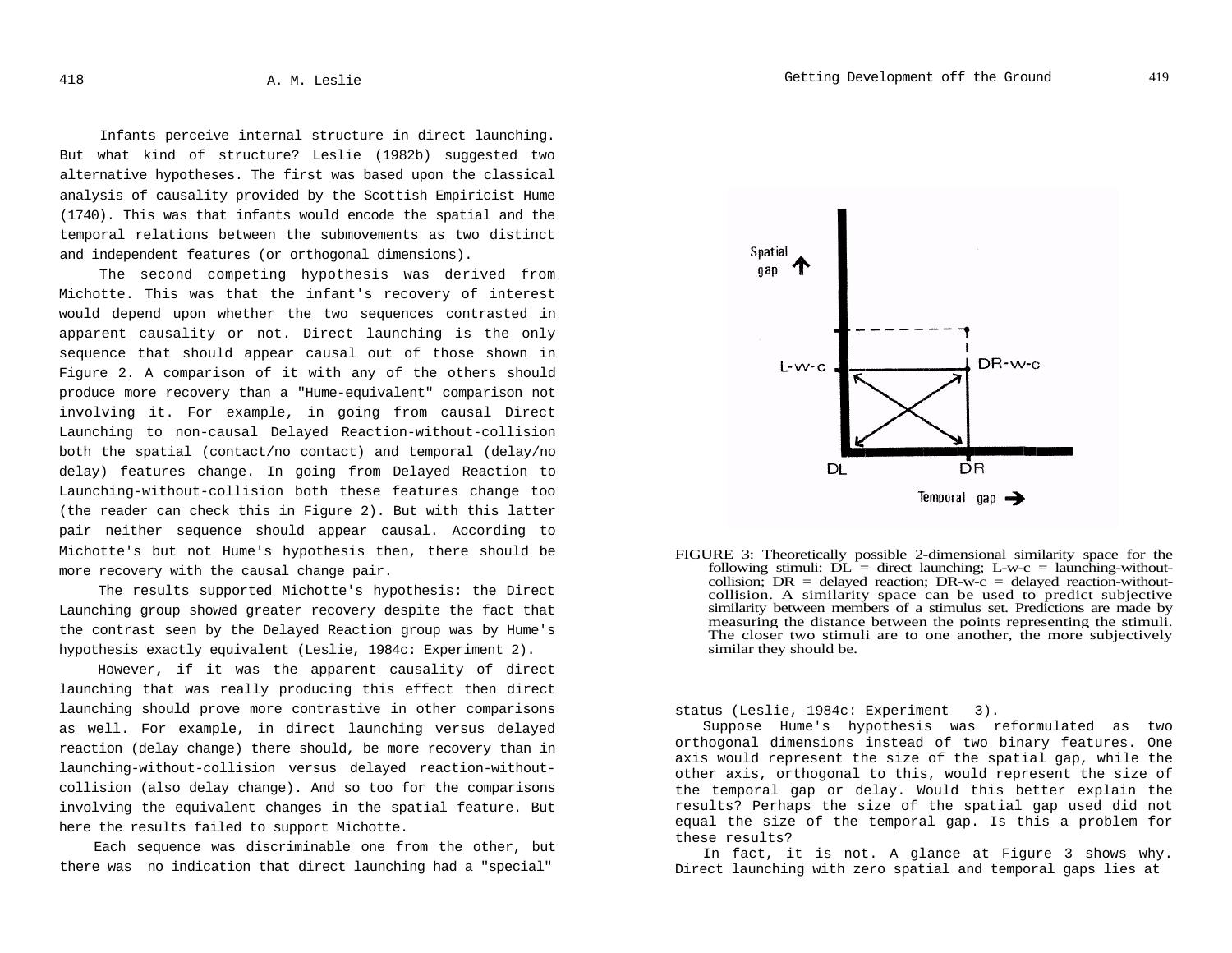Infants perceive internal structure in direct launching. But what kind of structure? Leslie (1982b) suggested two alternative hypotheses. The first was based upon the classical analysis of causality provided by the Scottish Empiricist Hume (1740). This was that infants would encode the spatial and the temporal relations between the submovements as two distinct and independent features (or orthogonal dimensions).

The second competing hypothesis was derived from Michotte. This was that the infant's recovery of interest would depend upon whether the two sequences contrasted in apparent causality or not. Direct launching is the only sequence that should appear causal out of those shown in Figure 2. A comparison of it with any of the others should produce more recovery than a "Hume-equivalent" comparison not involving it. For example, in going from causal Direct Launching to non-causal Delayed Reaction-without-collision both the spatial (contact/no contact) and temporal (delay/no delay) features change. In going from Delayed Reaction to Launching-without-collision both these features change too (the reader can check this in Figure 2). But with this latter pair neither sequence should appear causal. According to Michotte's but not Hume's hypothesis then, there should be more recovery with the causal change pair.

The results supported Michotte's hypothesis: the Direct Launching group showed greater recovery despite the fact that the contrast seen by the Delayed Reaction group was by Hume's hypothesis exactly equivalent (Leslie, 1984c: Experiment 2).

However, if it was the apparent causality of direct launching that was really producing this effect then direct launching should prove more contrastive in other comparisons as well. For example, in direct launching versus delayed reaction (delay change) there should, be more recovery than in launching-without-collision versus delayed reaction-without-collision (also delay change). And so too for the comparisons involving the equivalent changes in the spatial feature. But here the results failed to support Michotte.

Each sequence was discriminable one from the other, but there was no indication that direct launching had a "special" status (Leslie, 1984c: Experiment 3).

Spatial gap

L-w-c

DR-w-c

DL

DR

Temporal gap

FIGURE 3: Theoretically possible 2-dimensional similarity space for the following stimuli: DL = direct launching; L-w-c = launching-without-collision; DR = delayed reaction; DR-w-c = delayed reaction-without-collision. A similarity space can be used to predict subjective similarity between members of a stimulus set. Predictions are made by measuring the distance between the points representing the stimuli. The closer two stimuli are to one another, the more subjectively similar they should be.

Suppose Hume's hypothesis was reformulated as two orthogonal dimensions instead of two binary features. One axis would represent the size of the spatial gap, while the other axis, orthogonal to this, would represent the size of the temporal gap or delay. Would this better explain the results? Perhaps the size of the spatial gap used did not equal the size of the temporal gap. Is this a problem for these results?

In fact, it is not. A glance at Figure 3 shows why. Direct launching with zero spatial and temporal gaps lies at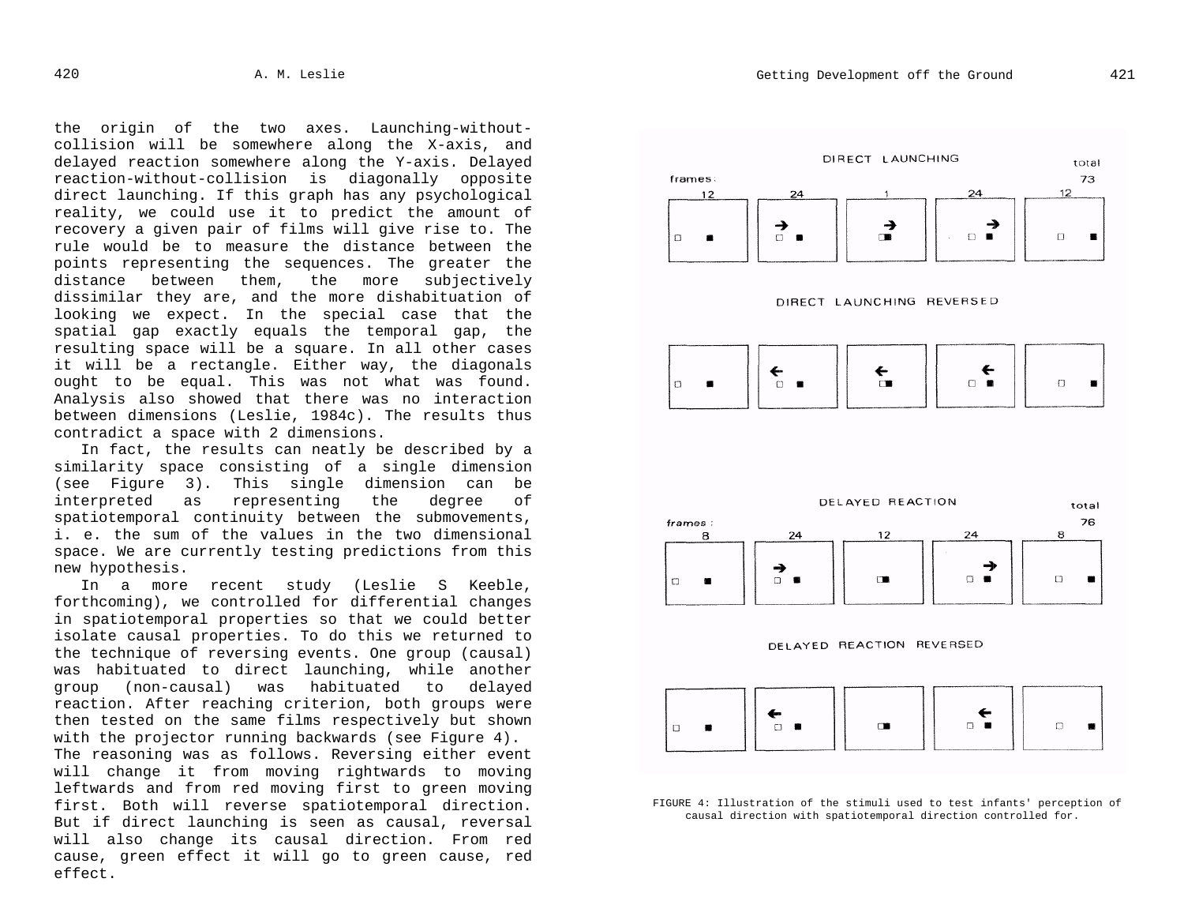the origin of the two axes. Launching-without-collision will be somewhere along the X-axis, and delayed reaction somewhere along the Y-axis. Delayed reaction-without-collision is diagonally opposite direct launching. If this graph has any psychological reality, we could use it to predict the amount of recovery a given pair of films will give rise to. The rule would be to measure the distance between the points representing the sequences. The greater the distance between them, the more subjectively dissimilar they are, and the more dishabituation of looking we expect. In the special case that the spatial gap exactly equals the temporal gap, the resulting space will be a square. In all other cases it will be a rectangle. Either way, the diagonals ought to be equal. This was not what was found. Analysis also showed that there was no interaction between dimensions (Leslie, 1984c). The results thus contradict a space with 2 dimensions.

In fact, the results can neatly be described by a similarity space consisting of a single dimension (see Figure 3). This single dimension can be interpreted as representing the degree of spatiotemporal continuity between the submovements, i. e. the sum of the values in the two dimensional space. We are currently testing predictions from this new hypothesis.

In a more recent study (Leslie S Keeble, forthcoming), we controlled for differential changes in spatiotemporal properties so that we could better isolate causal properties. To do this we returned to the technique of reversing events. One group (causal) was habituated to direct launching, while another group (non-causal) was habituated to delayed reaction. After reaching criterion, both groups were then tested on the same films respectively but shown with the projector running backwards (see Figure 4). The reasoning was as follows. Reversing either event will change it from moving rightwards to moving leftwards and from red moving first to green moving first. Both will reverse spatiotemporal direction. But if direct launching is seen as causal, reversal will also change its causal direction. From red cause, green effect it will go to green cause, red effect.

DIRECT LAUNCHING

| frames: | 12 | 24 | 1 | 24 | 12 | total 73 |
|---|---|---|---|---|---|---|

DIRECT LAUNCHING REVERSED

DELAYED REACTION

| frames: | 8 | 24 | 12 | 24 | 8 | total 76 |
|---|---|---|---|---|---|---|

DELAYED REACTION REVERSED

FIGURE 4: Illustration of the stimuli used to test infants' perception of causal direction with spatiotemporal direction controlled for.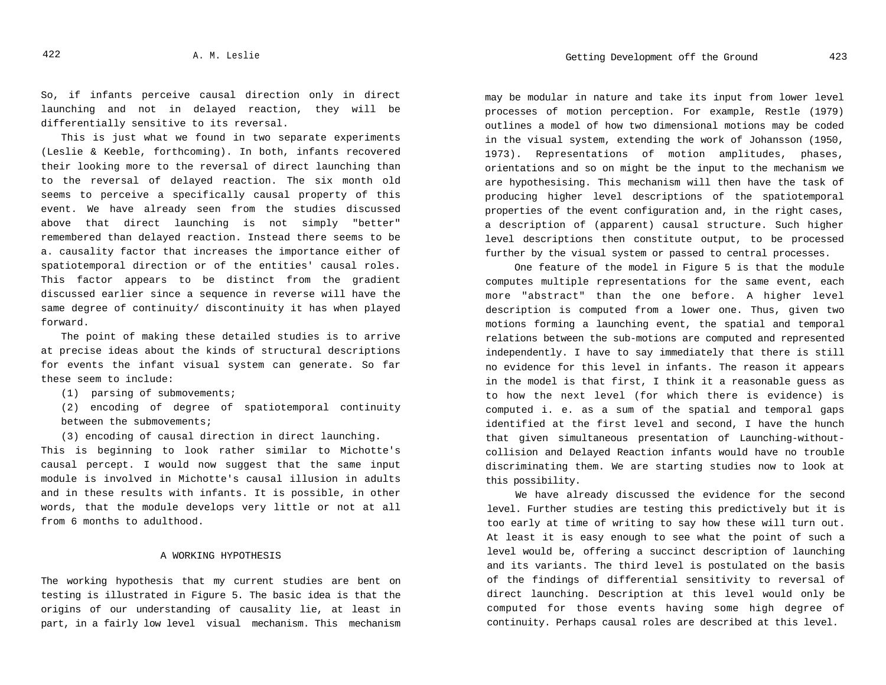So, if infants perceive causal direction only in direct launching and not in delayed reaction, they will be differentially sensitive to its reversal.

This is just what we found in two separate experiments (Leslie & Keeble, forthcoming). In both, infants recovered their looking more to the reversal of direct launching than to the reversal of delayed reaction. The six month old seems to perceive a specifically causal property of this event. We have already seen from the studies discussed above that direct launching is not simply "better" remembered than delayed reaction. Instead there seems to be a. causality factor that increases the importance either of spatiotemporal direction or of the entities' causal roles. This factor appears to be distinct from the gradient discussed earlier since a sequence in reverse will have the same degree of continuity/ discontinuity it has when played forward.

The point of making these detailed studies is to arrive at precise ideas about the kinds of structural descriptions for events the infant visual system can generate. So far these seem to include:

(1) parsing of submovements;

(2) encoding of degree of spatiotemporal continuity between the submovements;

(3) encoding of causal direction in direct launching.

This is beginning to look rather similar to Michotte's causal percept. I would now suggest that the same input module is involved in Michotte's causal illusion in adults and in these results with infants. It is possible, in other words, that the module develops very little or not at all from 6 months to adulthood.

## A WORKING HYPOTHESIS

The working hypothesis that my current studies are bent on testing is illustrated in Figure 5. The basic idea is that the origins of our understanding of causality lie, at least in part, in a fairly low level visual mechanism. This mechanism may be modular in nature and take its input from lower level processes of motion perception. For example, Restle (1979) outlines a model of how two dimensional motions may be coded in the visual system, extending the work of Johansson (1950, 1973). Representations of motion amplitudes, phases, orientations and so on might be the input to the mechanism we are hypothesising. This mechanism will then have the task of producing higher level descriptions of the spatiotemporal properties of the event configuration and, in the right cases, a description of (apparent) causal structure. Such higher level descriptions then constitute output, to be processed further by the visual system or passed to central processes.

One feature of the model in Figure 5 is that the module computes multiple representations for the same event, each more "abstract" than the one before. A higher level description is computed from a lower one. Thus, given two motions forming a launching event, the spatial and temporal relations between the sub-motions are computed and represented independently. I have to say immediately that there is still no evidence for this level in infants. The reason it appears in the model is that first, I think it a reasonable guess as to how the next level (for which there is evidence) is computed i. e. as a sum of the spatial and temporal gaps identified at the first level and second, I have the hunch that given simultaneous presentation of Launching-without-collision and Delayed Reaction infants would have no trouble discriminating them. We are starting studies now to look at this possibility.

We have already discussed the evidence for the second level. Further studies are testing this predictively but it is too early at time of writing to say how these will turn out. At least it is easy enough to see what the point of such a level would be, offering a succinct description of launching and its variants. The third level is postulated on the basis of the findings of differential sensitivity to reversal of direct launching. Description at this level would only be computed for those events having some high degree of continuity. Perhaps causal roles are described at this level.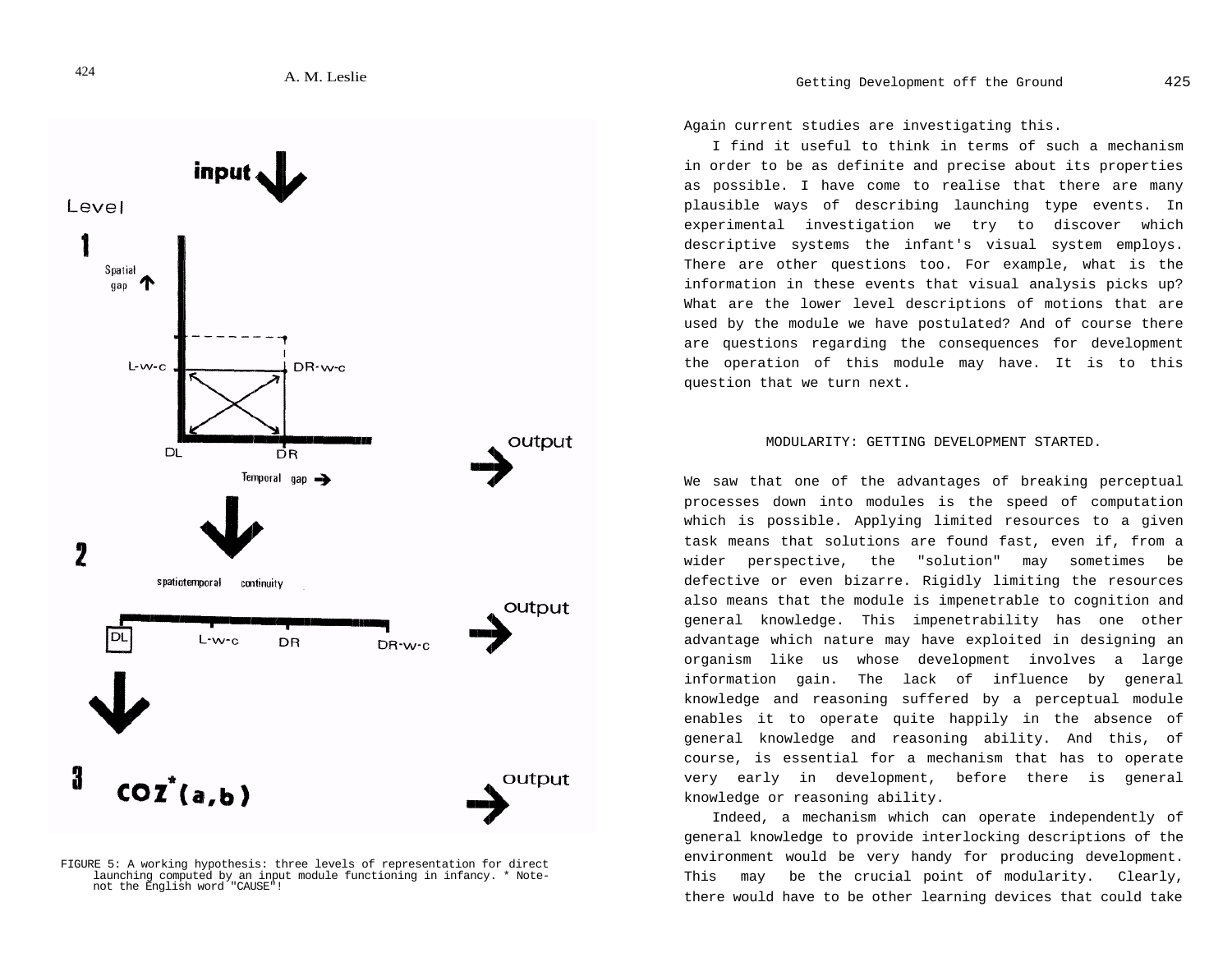input

Level

1

Spatial gap

L-w-c

DR-w-c

DL

DR

Temporal gap

output

2

spatiotemporal continuity

DL

L-w-c

DR

DR-w-c

output

3

COZ*(a,b)

output

FIGURE 5: A working hypothesis: three levels of representation for direct launching computed by an input module functioning in infancy. * Note- not the English word "CAUSE"!

Again current studies are investigating this.

I find it useful to think in terms of such a mechanism in order to be as definite and precise about its properties as possible. I have come to realise that there are many plausible ways of describing launching type events. In experimental investigation we try to discover which descriptive systems the infant's visual system employs. There are other questions too. For example, what is the information in these events that visual analysis picks up? What are the lower level descriptions of motions that are used by the module we have postulated? And of course there are questions regarding the consequences for development the operation of this module may have. It is to this question that we turn next.

## MODULARITY: GETTING DEVELOPMENT STARTED.

We saw that one of the advantages of breaking perceptual processes down into modules is the speed of computation which is possible. Applying limited resources to a given task means that solutions are found fast, even if, from a wider perspective, the "solution" may sometimes be defective or even bizarre. Rigidly limiting the resources also means that the module is impenetrable to cognition and general knowledge. This impenetrability has one other advantage which nature may have exploited in designing an organism like us whose development involves a large information gain. The lack of influence by general knowledge and reasoning suffered by a perceptual module enables it to operate quite happily in the absence of general knowledge and reasoning ability. And this, of course, is essential for a mechanism that has to operate very early in development, before there is general knowledge or reasoning ability.

Indeed, a mechanism which can operate independently of general knowledge to provide interlocking descriptions of the environment would be very handy for producing development. This may be the crucial point of modularity. Clearly, there would have to be other learning devices that could take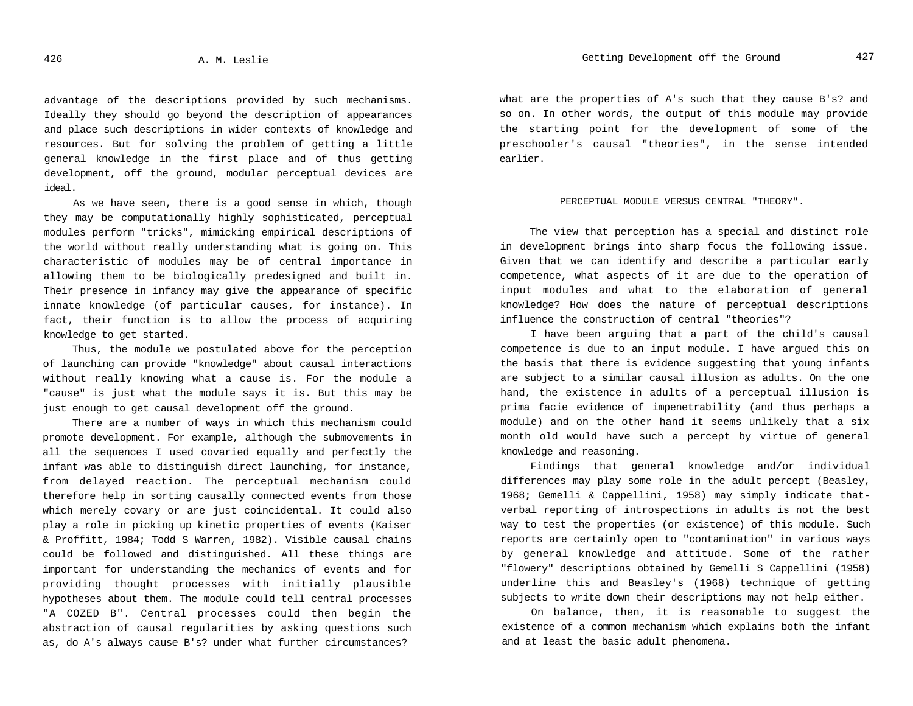advantage of the descriptions provided by such mechanisms. Ideally they should go beyond the description of appearances and place such descriptions in wider contexts of knowledge and resources. But for solving the problem of getting a little general knowledge in the first place and of thus getting development, off the ground, modular perceptual devices are ideal.

As we have seen, there is a good sense in which, though they may be computationally highly sophisticated, perceptual modules perform "tricks", mimicking empirical descriptions of the world without really understanding what is going on. This characteristic of modules may be of central importance in allowing them to be biologically predesigned and built in. Their presence in infancy may give the appearance of specific innate knowledge (of particular causes, for instance). In fact, their function is to allow the process of acquiring knowledge to get started.

Thus, the module we postulated above for the perception of launching can provide "knowledge" about causal interactions without really knowing what a cause is. For the module a "cause" is just what the module says it is. But this may be just enough to get causal development off the ground.

There are a number of ways in which this mechanism could promote development. For example, although the submovements in all the sequences I used covaried equally and perfectly the infant was able to distinguish direct launching, for instance, from delayed reaction. The perceptual mechanism could therefore help in sorting causally connected events from those which merely covary or are just coincidental. It could also play a role in picking up kinetic properties of events (Kaiser & Proffitt, 1984; Todd S Warren, 1982). Visible causal chains could be followed and distinguished. All these things are important for understanding the mechanics of events and for providing thought processes with initially plausible hypotheses about them. The module could tell central processes "A COZED B". Central processes could then begin the abstraction of causal regularities by asking questions such as, do A's always cause B's? under what further circumstances? what are the properties of A's such that they cause B's? and so on. In other words, the output of this module may provide the starting point for the development of some of the preschooler's causal "theories", in the sense intended earlier.

## PERCEPTUAL MODULE VERSUS CENTRAL "THEORY".

The view that perception has a special and distinct role in development brings into sharp focus the following issue. Given that we can identify and describe a particular early competence, what aspects of it are due to the operation of input modules and what to the elaboration of general knowledge? How does the nature of perceptual descriptions influence the construction of central "theories"?

I have been arguing that a part of the child's causal competence is due to an input module. I have argued this on the basis that there is evidence suggesting that young infants are subject to a similar causal illusion as adults. On the one hand, the existence in adults of a perceptual illusion is prima facie evidence of impenetrability (and thus perhaps a module) and on the other hand it seems unlikely that a six month old would have such a percept by virtue of general knowledge and reasoning.

Findings that general knowledge and/or individual differences may play some role in the adult percept (Beasley, 1968; Gemelli & Cappellini, 1958) may simply indicate that-verbal reporting of introspections in adults is not the best way to test the properties (or existence) of this module. Such reports are certainly open to "contamination" in various ways by general knowledge and attitude. Some of the rather "flowery" descriptions obtained by Gemelli S Cappellini (1958) underline this and Beasley's (1968) technique of getting subjects to write down their descriptions may not help either.

On balance, then, it is reasonable to suggest the existence of a common mechanism which explains both the infant and at least the basic adult phenomena.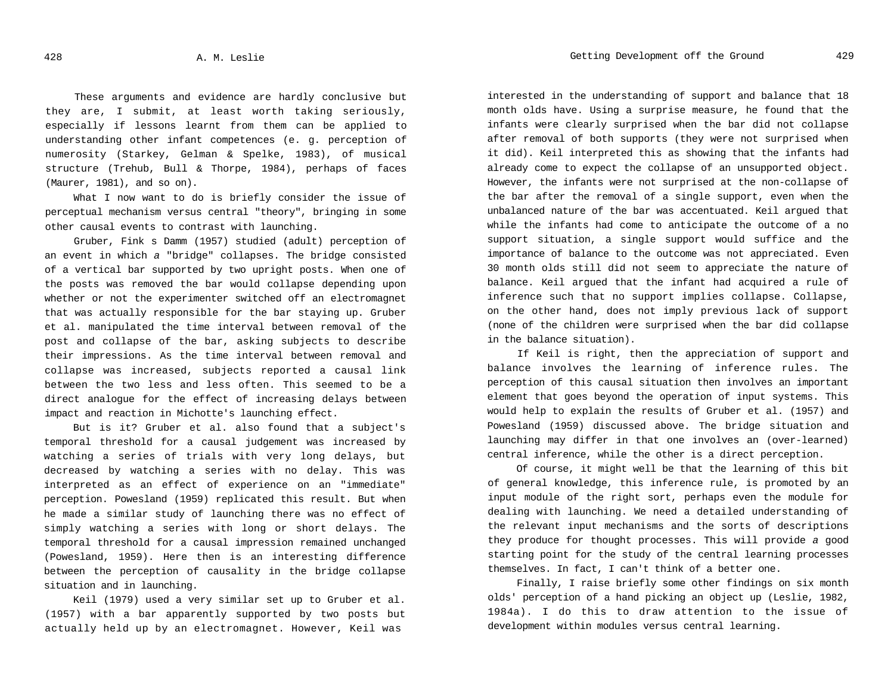These arguments and evidence are hardly conclusive but they are, I submit, at least worth taking seriously, especially if lessons learnt from them can be applied to understanding other infant competences (e. g. perception of numerosity (Starkey, Gelman & Spelke, 1983), of musical structure (Trehub, Bull & Thorpe, 1984), perhaps of faces (Maurer, 1981), and so on).

What I now want to do is briefly consider the issue of perceptual mechanism versus central "theory", bringing in some other causal events to contrast with launching.

Gruber, Fink s Damm (1957) studied (adult) perception of an event in which *a* "bridge" collapses. The bridge consisted of a vertical bar supported by two upright posts. When one of the posts was removed the bar would collapse depending upon whether or not the experimenter switched off an electromagnet that was actually responsible for the bar staying up. Gruber et al. manipulated the time interval between removal of the post and collapse of the bar, asking subjects to describe their impressions. As the time interval between removal and collapse was increased, subjects reported a causal link between the two less and less often. This seemed to be a direct analogue for the effect of increasing delays between impact and reaction in Michotte's launching effect.

But is it? Gruber et al. also found that a subject's temporal threshold for a causal judgement was increased by watching a series of trials with very long delays, but decreased by watching a series with no delay. This was interpreted as an effect of experience on an "immediate" perception. Powesland (1959) replicated this result. But when he made a similar study of launching there was no effect of simply watching a series with long or short delays. The temporal threshold for a causal impression remained unchanged (Powesland, 1959). Here then is an interesting difference between the perception of causality in the bridge collapse situation and in launching.

Keil (1979) used a very similar set up to Gruber et al. (1957) with a bar apparently supported by two posts but actually held up by an electromagnet. However, Keil was interested in the understanding of support and balance that 18 month olds have. Using a surprise measure, he found that the infants were clearly surprised when the bar did not collapse after removal of both supports (they were not surprised when it did). Keil interpreted this as showing that the infants had already come to expect the collapse of an unsupported object. However, the infants were not surprised at the non-collapse of the bar after the removal of a single support, even when the unbalanced nature of the bar was accentuated. Keil argued that while the infants had come to anticipate the outcome of a no support situation, a single support would suffice and the importance of balance to the outcome was not appreciated. Even 30 month olds still did not seem to appreciate the nature of balance. Keil argued that the infant had acquired a rule of inference such that no support implies collapse. Collapse, on the other hand, does not imply previous lack of support (none of the children were surprised when the bar did collapse in the balance situation).

If Keil is right, then the appreciation of support and balance involves the learning of inference rules. The perception of this causal situation then involves an important element that goes beyond the operation of input systems. This would help to explain the results of Gruber et al. (1957) and Powesland (1959) discussed above. The bridge situation and launching may differ in that one involves an (over-learned) central inference, while the other is a direct perception.

Of course, it might well be that the learning of this bit of general knowledge, this inference rule, is promoted by an input module of the right sort, perhaps even the module for dealing with launching. We need a detailed understanding of the relevant input mechanisms and the sorts of descriptions they produce for thought processes. This will provide *a* good starting point for the study of the central learning processes themselves. In fact, I can't think of a better one.

Finally, I raise briefly some other findings on six month olds' perception of a hand picking an object up (Leslie, 1982, 1984a). I do this to draw attention to the issue of development within modules versus central learning.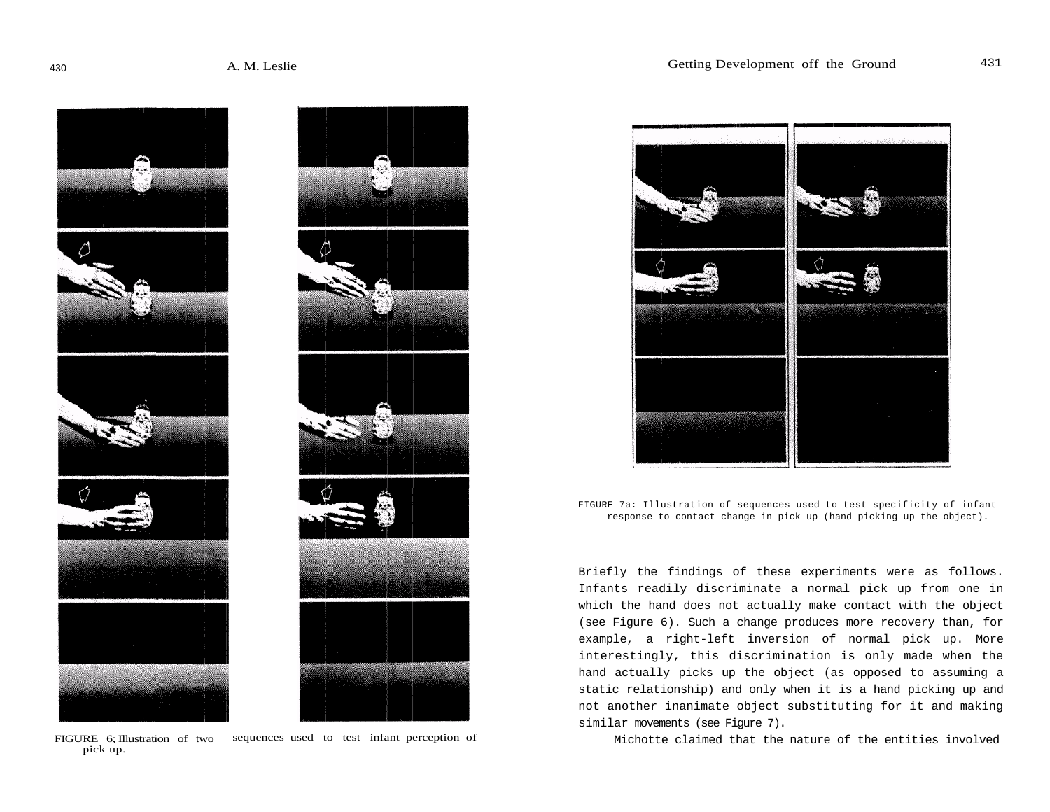FIGURE 6; Illustration of two sequences used to test infant perception of pick up.

FIGURE 7a: Illustration of sequences used to test specificity of infant response to contact change in pick up (hand picking up the object).

Briefly the findings of these experiments were as follows. Infants readily discriminate a normal pick up from one in which the hand does not actually make contact with the object (see Figure 6). Such a change produces more recovery than, for example, a right-left inversion of normal pick up. More interestingly, this discrimination is only made when the hand actually picks up the object (as opposed to assuming a static relationship) and only when it is a hand picking up and not another inanimate object substituting for it and making similar movements (see Figure 7).

Michotte claimed that the nature of the entities involved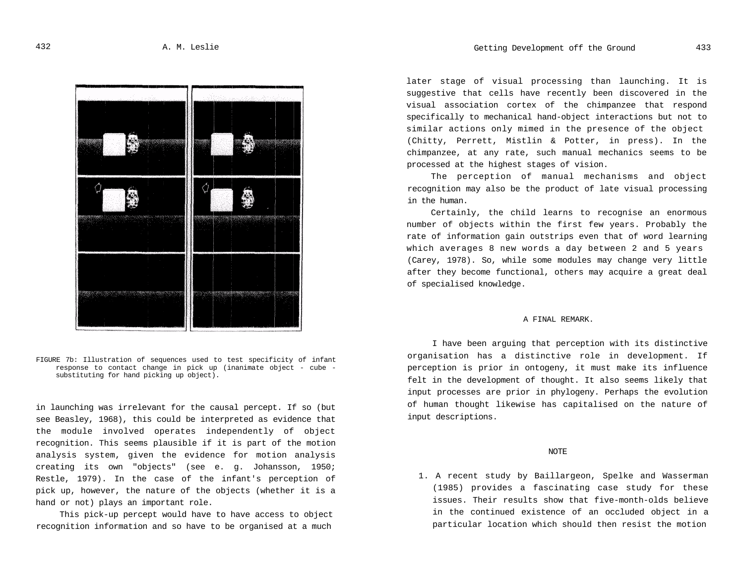FIGURE 7b: Illustration of sequences used to test specificity of infant response to contact change in pick up (inanimate object - cube - substituting for hand picking up object).

in launching was irrelevant for the causal percept. If so (but see Beasley, 1968), this could be interpreted as evidence that the module involved operates independently of object recognition. This seems plausible if it is part of the motion analysis system, given the evidence for motion analysis creating its own "objects" (see e. g. Johansson, 1950; Restle, 1979). In the case of the infant's perception of pick up, however, the nature of the objects (whether it is a hand or not) plays an important role.

This pick-up percept would have to have access to object recognition information and so have to be organised at a much later stage of visual processing than launching. It is suggestive that cells have recently been discovered in the visual association cortex of the chimpanzee that respond specifically to mechanical hand-object interactions but not to similar actions only mimed in the presence of the object (Chitty, Perrett, Mistlin & Potter, in press). In the chimpanzee, at any rate, such manual mechanics seems to be processed at the highest stages of vision.

The perception of manual mechanisms and object recognition may also be the product of late visual processing in the human.

Certainly, the child learns to recognise an enormous number of objects within the first few years. Probably the rate of information gain outstrips even that of word learning which averages 8 new words a day between 2 and 5 years (Carey, 1978). So, while some modules may change very little after they become functional, others may acquire a great deal of specialised knowledge.

## A FINAL REMARK.

I have been arguing that perception with its distinctive organisation has a distinctive role in development. If perception is prior in ontogeny, it must make its influence felt in the development of thought. It also seems likely that input processes are prior in phylogeny. Perhaps the evolution of human thought likewise has capitalised on the nature of input descriptions.

## NOTE

1. A recent study by Baillargeon, Spelke and Wasserman (1985) provides a fascinating case study for these issues. Their results show that five-month-olds believe in the continued existence of an occluded object in a particular location which should then resist the motion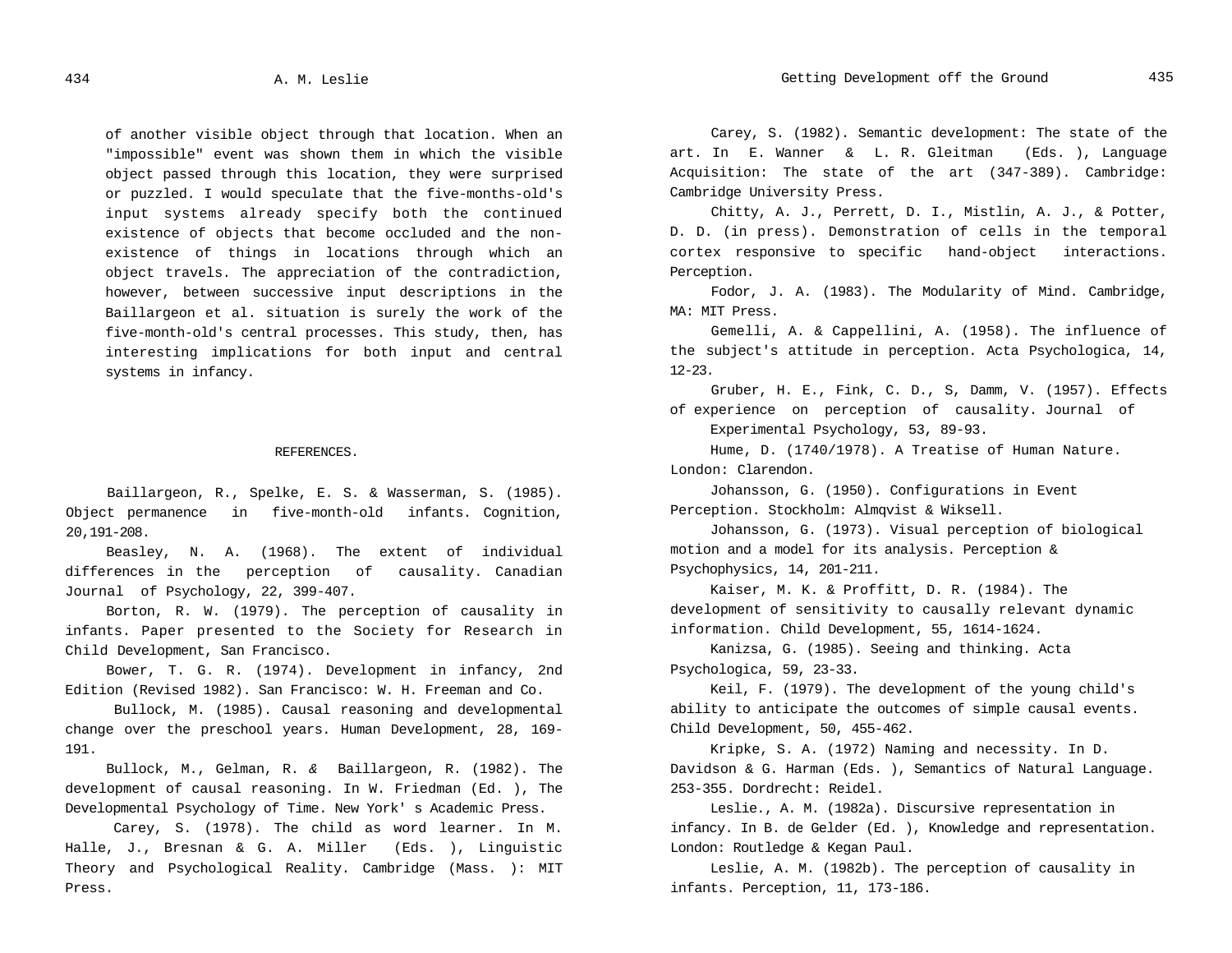of another visible object through that location. When an "impossible" event was shown them in which the visible object passed through this location, they were surprised or puzzled. I would speculate that the five-months-old's input systems already specify both the continued existence of objects that become occluded and the non-existence of things in locations through which an object travels. The appreciation of the contradiction, however, between successive input descriptions in the Baillargeon et al. situation is surely the work of the five-month-old's central processes. This study, then, has interesting implications for both input and central systems in infancy.

## REFERENCES.

Baillargeon, R., Spelke, E. S. & Wasserman, S. (1985). Object permanence in five-month-old infants. Cognition, 20,191-208.

Beasley, N. A. (1968). The extent of individual differences in the perception of causality. Canadian Journal of Psychology, 22, 399-407.

Borton, R. W. (1979). The perception of causality in infants. Paper presented to the Society for Research in Child Development, San Francisco.

Bower, T. G. R. (1974). Development in infancy, 2nd Edition (Revised 1982). San Francisco: W. H. Freeman and Co.

Bullock, M. (1985). Causal reasoning and developmental change over the preschool years. Human Development, 28, 169-191.

Bullock, M., Gelman, R. & Baillargeon, R. (1982). The development of causal reasoning. In W. Friedman (Ed. ), The Developmental Psychology of Time. New York' s Academic Press.

Carey, S. (1978). The child as word learner. In M. Halle, J., Bresnan & G. A. Miller (Eds. ), Linguistic Theory and Psychological Reality. Cambridge (Mass. ): MIT Press.

Carey, S. (1982). Semantic development: The state of the art. In E. Wanner & L. R. Gleitman (Eds. ), Language Acquisition: The state of the art (347-389). Cambridge: Cambridge University Press.

Chitty, A. J., Perrett, D. I., Mistlin, A. J., & Potter, D. D. (in press). Demonstration of cells in the temporal cortex responsive to specific hand-object interactions. Perception.

Fodor, J. A. (1983). The Modularity of Mind. Cambridge, MA: MIT Press.

Gemelli, A. & Cappellini, A. (1958). The influence of the subject's attitude in perception. Acta Psychologica, 14, 12-23.

Gruber, H. E., Fink, C. D., S, Damm, V. (1957). Effects of experience on perception of causality. Journal of Experimental Psychology, 53, 89-93.

Hume, D. (1740/1978). A Treatise of Human Nature. London: Clarendon.

Johansson, G. (1950). Configurations in Event Perception. Stockholm: Almqvist & Wiksell.

Johansson, G. (1973). Visual perception of biological motion and a model for its analysis. Perception & Psychophysics, 14, 201-211.

Kaiser, M. K. & Proffitt, D. R. (1984). The development of sensitivity to causally relevant dynamic information. Child Development, 55, 1614-1624.

Kanizsa, G. (1985). Seeing and thinking. Acta Psychologica, 59, 23-33.

Keil, F. (1979). The development of the young child's ability to anticipate the outcomes of simple causal events. Child Development, 50, 455-462.

Kripke, S. A. (1972) Naming and necessity. In D. Davidson & G. Harman (Eds. ), Semantics of Natural Language. 253-355. Dordrecht: Reidel.

Leslie., A. M. (1982a). Discursive representation in infancy. In B. de Gelder (Ed. ), Knowledge and representation. London: Routledge & Kegan Paul.

Leslie, A. M. (1982b). The perception of causality in infants. Perception, 11, 173-186.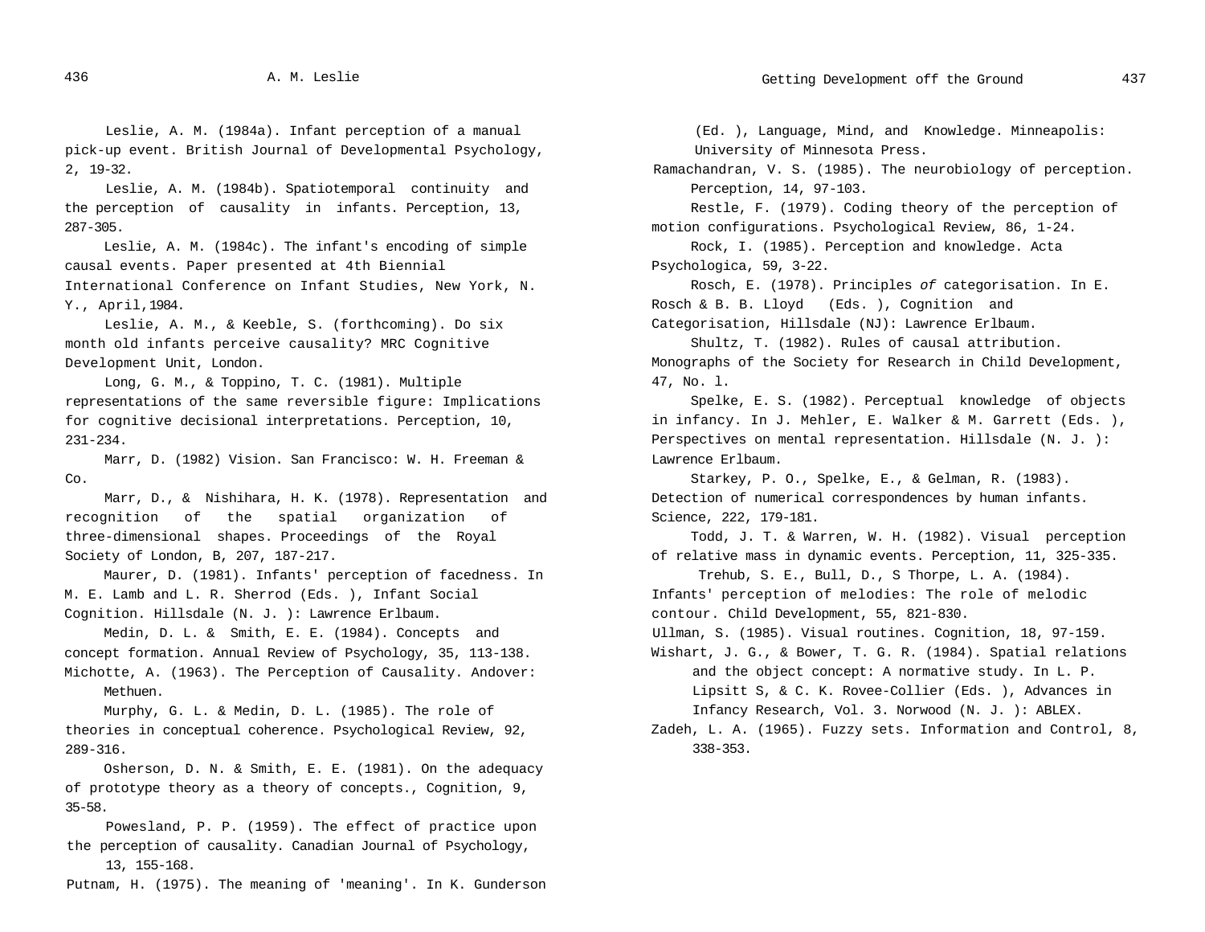Leslie, A. M. (1984a). Infant perception of a manual pick-up event. British Journal of Developmental Psychology, 2, 19-32.

Leslie, A. M. (1984b). Spatiotemporal continuity and the perception of causality in infants. Perception, 13, 287-305.

Leslie, A. M. (1984c). The infant's encoding of simple causal events. Paper presented at 4th Biennial International Conference on Infant Studies, New York, N. Y., April,1984.

Leslie, A. M., & Keeble, S. (forthcoming). Do six month old infants perceive causality? MRC Cognitive Development Unit, London.

Long, G. M., & Toppino, T. C. (1981). Multiple representations of the same reversible figure: Implications for cognitive decisional interpretations. Perception, 10, 231-234.

Marr, D. (1982) Vision. San Francisco: W. H. Freeman & Co.

Marr, D., & Nishihara, H. K. (1978). Representation and recognition of the spatial organization of three-dimensional shapes. Proceedings of the Royal Society of London, B, 207, 187-217.

Maurer, D. (1981). Infants' perception of facedness. In M. E. Lamb and L. R. Sherrod (Eds. ), Infant Social Cognition. Hillsdale (N. J. ): Lawrence Erlbaum.

Medin, D. L. & Smith, E. E. (1984). Concepts and concept formation. Annual Review of Psychology, 35, 113-138.

Michotte, A. (1963). The Perception of Causality. Andover: Methuen.

Murphy, G. L. & Medin, D. L. (1985). The role of theories in conceptual coherence. Psychological Review, 92, 289-316.

Osherson, D. N. & Smith, E. E. (1981). On the adequacy of prototype theory as a theory of concepts., Cognition, 9, 35-58.

Powesland, P. P. (1959). The effect of practice upon the perception of causality. Canadian Journal of Psychology, 13, 155-168.

Putnam, H. (1975). The meaning of 'meaning'. In K. Gunderson (Ed. ), Language, Mind, and Knowledge. Minneapolis: University of Minnesota Press.

Ramachandran, V. S. (1985). The neurobiology of perception. Perception, 14, 97-103.

Restle, F. (1979). Coding theory of the perception of motion configurations. Psychological Review, 86, 1-24.

Rock, I. (1985). Perception and knowledge. Acta Psychologica, 59, 3-22.

Rosch, E. (1978). Principles *of* categorisation. In E. Rosch & B. B. Lloyd (Eds. ), Cognition and Categorisation, Hillsdale (NJ): Lawrence Erlbaum.

Shultz, T. (1982). Rules of causal attribution. Monographs of the Society for Research in Child Development, 47, No. l.

Spelke, E. S. (1982). Perceptual knowledge of objects in infancy. In J. Mehler, E. Walker & M. Garrett (Eds. ), Perspectives on mental representation. Hillsdale (N. J. ): Lawrence Erlbaum.

Starkey, P. O., Spelke, E., & Gelman, R. (1983). Detection of numerical correspondences by human infants. Science, 222, 179-181.

Todd, J. T. & Warren, W. H. (1982). Visual perception of relative mass in dynamic events. Perception, 11, 325-335.

Trehub, S. E., Bull, D., S Thorpe, L. A. (1984). Infants' perception of melodies: The role of melodic contour. Child Development, 55, 821-830.

Ullman, S. (1985). Visual routines. Cognition, 18, 97-159.

Wishart, J. G., & Bower, T. G. R. (1984). Spatial relations and the object concept: A normative study. In L. P. Lipsitt S, & C. K. Rovee-Collier (Eds. ), Advances in Infancy Research, Vol. 3. Norwood (N. J. ): ABLEX.

Zadeh, L. A. (1965). Fuzzy sets. Information and Control, 8, 338-353.